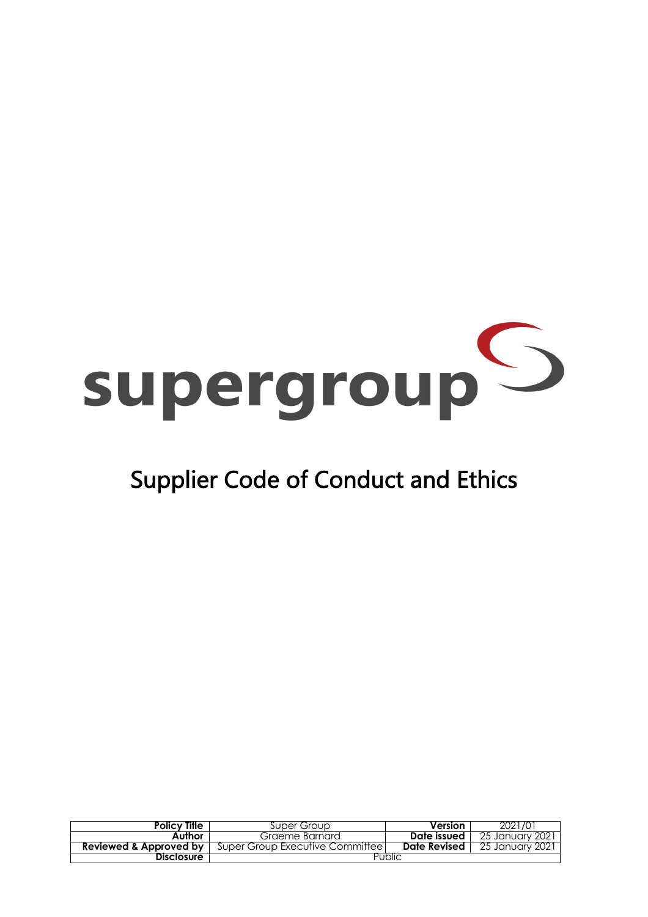supergroup

# Supplier Code of Conduct and Ethics

| Policy Title | Super Group | Version | 2021/01 |
|---|---|---|---|
| Author | Graeme Barnard | Date issued | 25 January 2021 |
| Reviewed & Approved by | Super Group Executive Committee | Date Revised | 25 January 2021 |
| Disclosure | Public | | |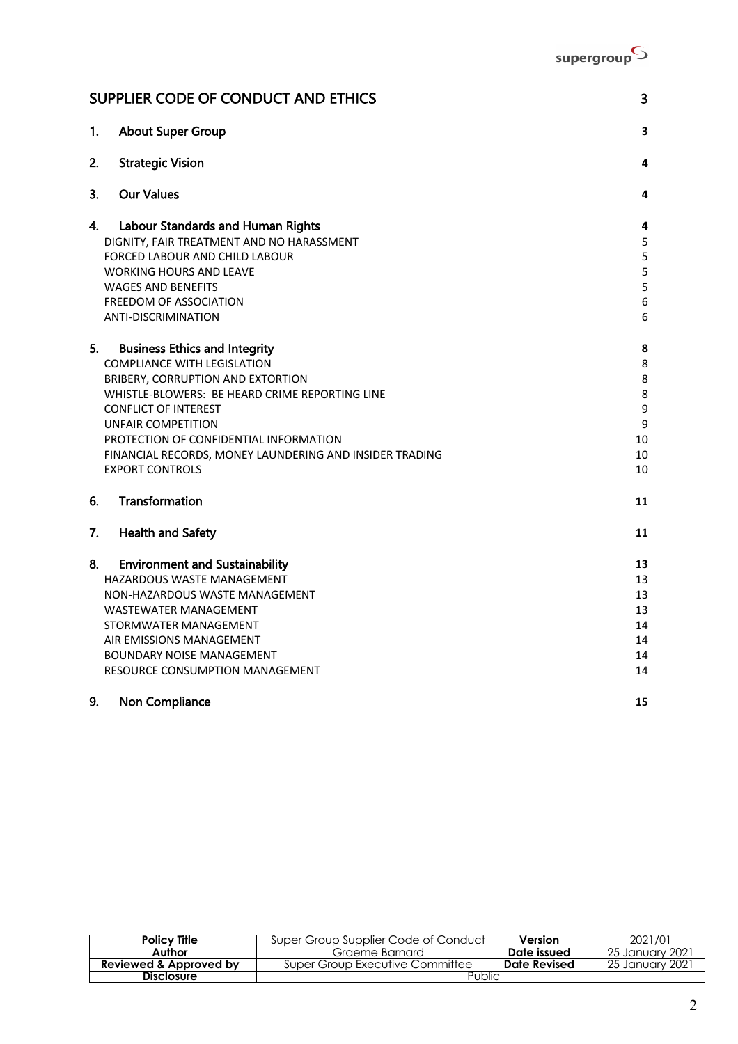| SUPPLIER CODE OF CONDUCT AND ETHICS | 3 |
|---|---|
| 1. About Super Group | 3 |
| 2. Strategic Vision | 4 |
| 3. Our Values | 4 |
| 4. Labour Standards and Human Rights | 4 |
| DIGNITY, FAIR TREATMENT AND NO HARASSMENT | 5 |
| FORCED LABOUR AND CHILD LABOUR | 5 |
| WORKING HOURS AND LEAVE | 5 |
| WAGES AND BENEFITS | 5 |
| FREEDOM OF ASSOCIATION | 6 |
| ANTI-DISCRIMINATION | 6 |
| 5. Business Ethics and Integrity | 8 |
| COMPLIANCE WITH LEGISLATION | 8 |
| BRIBERY, CORRUPTION AND EXTORTION | 8 |
| WHISTLE-BLOWERS: BE HEARD CRIME REPORTING LINE | 8 |
| CONFLICT OF INTEREST | 9 |
| UNFAIR COMPETITION | 9 |
| PROTECTION OF CONFIDENTIAL INFORMATION | 10 |
| FINANCIAL RECORDS, MONEY LAUNDERING AND INSIDER TRADING | 10 |
| EXPORT CONTROLS | 10 |
| 6. Transformation | 11 |
| 7. Health and Safety | 11 |
| 8. Environment and Sustainability | 13 |
| HAZARDOUS WASTE MANAGEMENT | 13 |
| NON-HAZARDOUS WASTE MANAGEMENT | 13 |
| WASTEWATER MANAGEMENT | 13 |
| STORMWATER MANAGEMENT | 14 |
| AIR EMISSIONS MANAGEMENT | 14 |
| BOUNDARY NOISE MANAGEMENT | 14 |
| RESOURCE CONSUMPTION MANAGEMENT | 14 |
| 9. Non Compliance | 15 |

| Policy Title | Super Group Supplier Code of Conduct | Version | 2021/01 |
|---|---|---|---|
| Author | Graeme Barnard | Date issued | 25 January 2021 |
| Reviewed & Approved by | Super Group Executive Committee | Date Revised | 25 January 2021 |
| Disclosure | Public | | |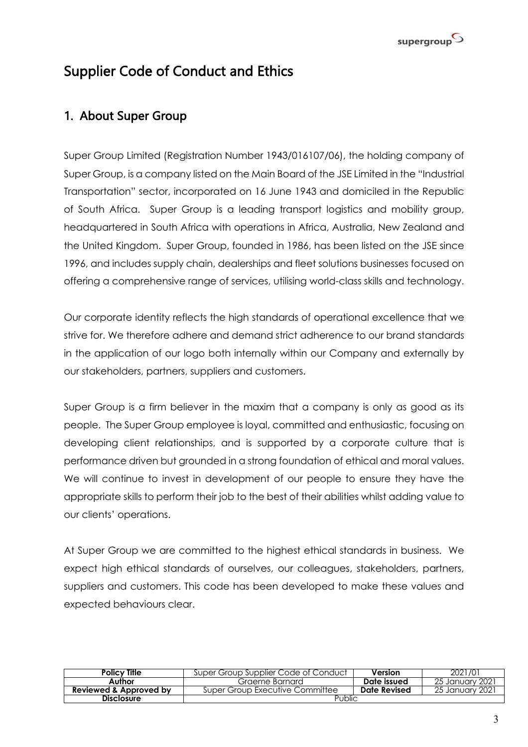# Supplier Code of Conduct and Ethics

## 1. About Super Group

Super Group Limited (Registration Number 1943/016107/06), the holding company of Super Group, is a company listed on the Main Board of the JSE Limited in the "Industrial Transportation" sector, incorporated on 16 June 1943 and domiciled in the Republic of South Africa. Super Group is a leading transport logistics and mobility group, headquartered in South Africa with operations in Africa, Australia, New Zealand and the United Kingdom. Super Group, founded in 1986, has been listed on the JSE since 1996, and includes supply chain, dealerships and fleet solutions businesses focused on offering a comprehensive range of services, utilising world-class skills and technology.

Our corporate identity reflects the high standards of operational excellence that we strive for. We therefore adhere and demand strict adherence to our brand standards in the application of our logo both internally within our Company and externally by our stakeholders, partners, suppliers and customers.

Super Group is a firm believer in the maxim that a company is only as good as its people. The Super Group employee is loyal, committed and enthusiastic, focusing on developing client relationships, and is supported by a corporate culture that is performance driven but grounded in a strong foundation of ethical and moral values. We will continue to invest in development of our people to ensure they have the appropriate skills to perform their job to the best of their abilities whilst adding value to our clients' operations.

At Super Group we are committed to the highest ethical standards in business. We expect high ethical standards of ourselves, our colleagues, stakeholders, partners, suppliers and customers. This code has been developed to make these values and expected behaviours clear.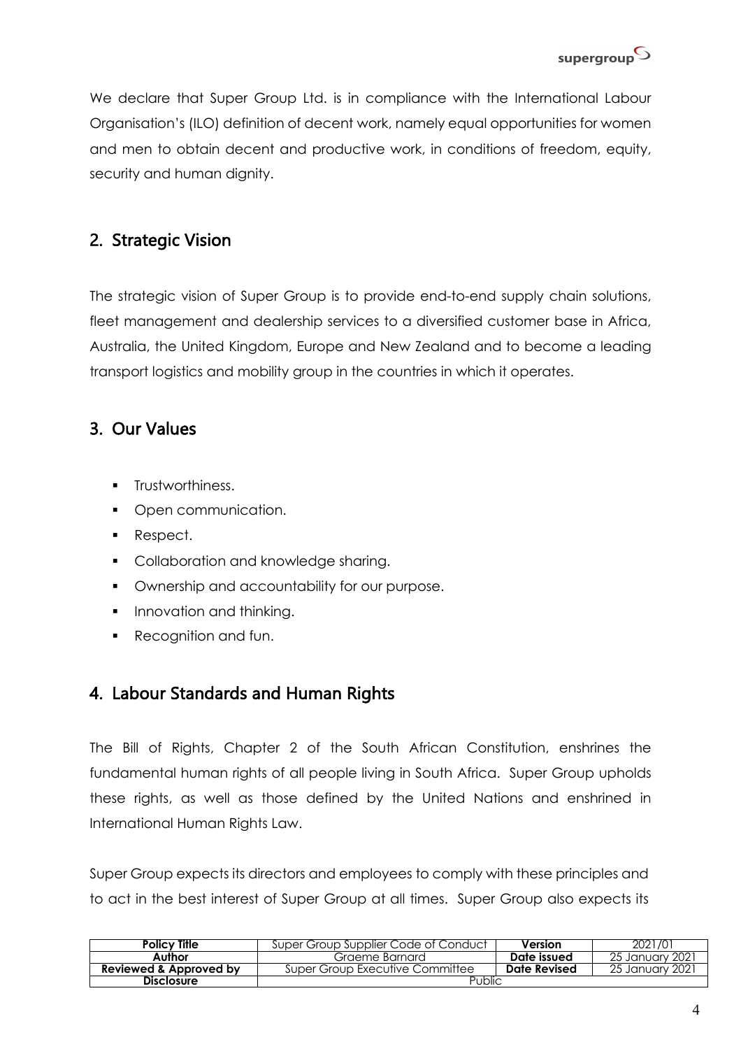We declare that Super Group Ltd. is in compliance with the International Labour Organisation's (ILO) definition of decent work, namely equal opportunities for women and men to obtain decent and productive work, in conditions of freedom, equity, security and human dignity.

## 2. Strategic Vision

The strategic vision of Super Group is to provide end-to-end supply chain solutions, fleet management and dealership services to a diversified customer base in Africa, Australia, the United Kingdom, Europe and New Zealand and to become a leading transport logistics and mobility group in the countries in which it operates.

## 3. Our Values

- Trustworthiness.
- Open communication.
- Respect.
- Collaboration and knowledge sharing.
- Ownership and accountability for our purpose.
- Innovation and thinking.
- Recognition and fun.

## 4. Labour Standards and Human Rights

The Bill of Rights, Chapter 2 of the South African Constitution, enshrines the fundamental human rights of all people living in South Africa. Super Group upholds these rights, as well as those defined by the United Nations and enshrined in International Human Rights Law.

Super Group expects its directors and employees to comply with these principles and to act in the best interest of Super Group at all times. Super Group also expects its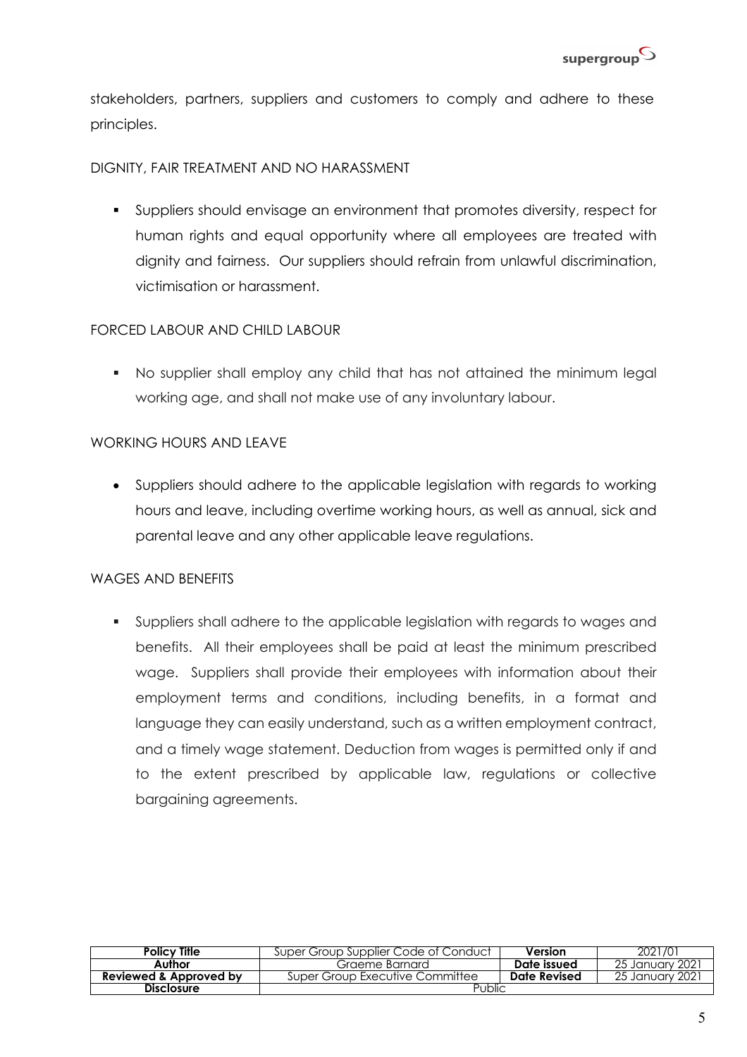stakeholders, partners, suppliers and customers to comply and adhere to these principles.

DIGNITY, FAIR TREATMENT AND NO HARASSMENT

- Suppliers should envisage an environment that promotes diversity, respect for human rights and equal opportunity where all employees are treated with dignity and fairness. Our suppliers should refrain from unlawful discrimination, victimisation or harassment.

FORCED LABOUR AND CHILD LABOUR

- No supplier shall employ any child that has not attained the minimum legal working age, and shall not make use of any involuntary labour.

WORKING HOURS AND LEAVE

- Suppliers should adhere to the applicable legislation with regards to working hours and leave, including overtime working hours, as well as annual, sick and parental leave and any other applicable leave regulations.

WAGES AND BENEFITS

- Suppliers shall adhere to the applicable legislation with regards to wages and benefits. All their employees shall be paid at least the minimum prescribed wage. Suppliers shall provide their employees with information about their employment terms and conditions, including benefits, in a format and language they can easily understand, such as a written employment contract, and a timely wage statement. Deduction from wages is permitted only if and to the extent prescribed by applicable law, regulations or collective bargaining agreements.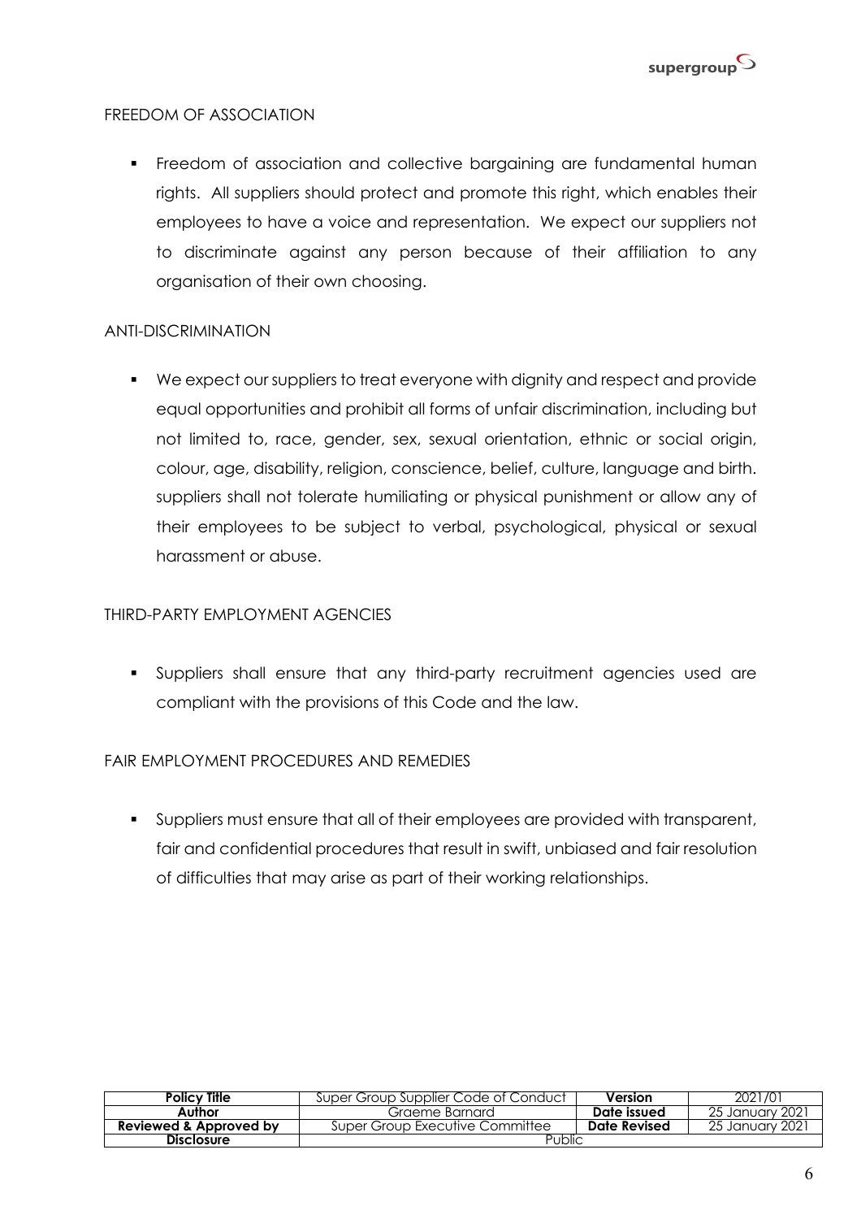## FREEDOM OF ASSOCIATION

- Freedom of association and collective bargaining are fundamental human rights. All suppliers should protect and promote this right, which enables their employees to have a voice and representation. We expect our suppliers not to discriminate against any person because of their affiliation to any organisation of their own choosing.

## ANTI-DISCRIMINATION

- We expect our suppliers to treat everyone with dignity and respect and provide equal opportunities and prohibit all forms of unfair discrimination, including but not limited to, race, gender, sex, sexual orientation, ethnic or social origin, colour, age, disability, religion, conscience, belief, culture, language and birth. suppliers shall not tolerate humiliating or physical punishment or allow any of their employees to be subject to verbal, psychological, physical or sexual harassment or abuse.

## THIRD-PARTY EMPLOYMENT AGENCIES

- Suppliers shall ensure that any third-party recruitment agencies used are compliant with the provisions of this Code and the law.

## FAIR EMPLOYMENT PROCEDURES AND REMEDIES

- Suppliers must ensure that all of their employees are provided with transparent, fair and confidential procedures that result in swift, unbiased and fair resolution of difficulties that may arise as part of their working relationships.

| **Policy Title** | Super Group Supplier Code of Conduct | **Version** | 2021/01 |
|---|---|---|---|
| **Author** | Graeme Barnard | **Date issued** | 25 January 2021 |
| **Reviewed & Approved by** | Super Group Executive Committee | **Date Revised** | 25 January 2021 |
| **Disclosure** | Public | | |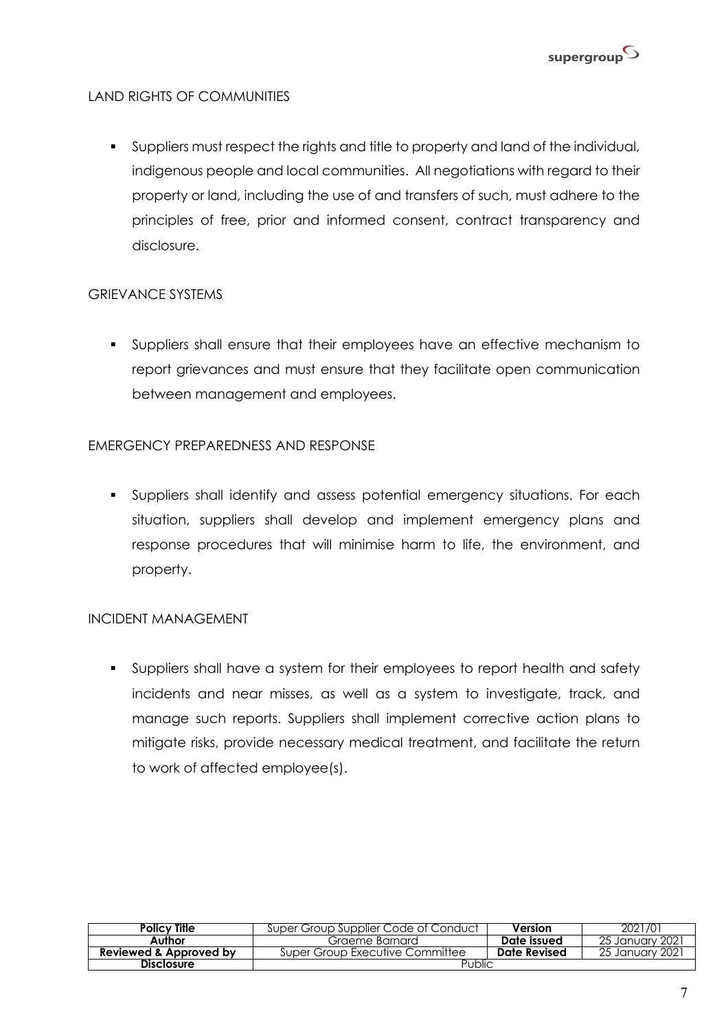## LAND RIGHTS OF COMMUNITIES

- Suppliers must respect the rights and title to property and land of the individual, indigenous people and local communities. All negotiations with regard to their property or land, including the use of and transfers of such, must adhere to the principles of free, prior and informed consent, contract transparency and disclosure.

## GRIEVANCE SYSTEMS

- Suppliers shall ensure that their employees have an effective mechanism to report grievances and must ensure that they facilitate open communication between management and employees.

## EMERGENCY PREPAREDNESS AND RESPONSE

- Suppliers shall identify and assess potential emergency situations. For each situation, suppliers shall develop and implement emergency plans and response procedures that will minimise harm to life, the environment, and property.

## INCIDENT MANAGEMENT

- Suppliers shall have a system for their employees to report health and safety incidents and near misses, as well as a system to investigate, track, and manage such reports. Suppliers shall implement corrective action plans to mitigate risks, provide necessary medical treatment, and facilitate the return to work of affected employee(s).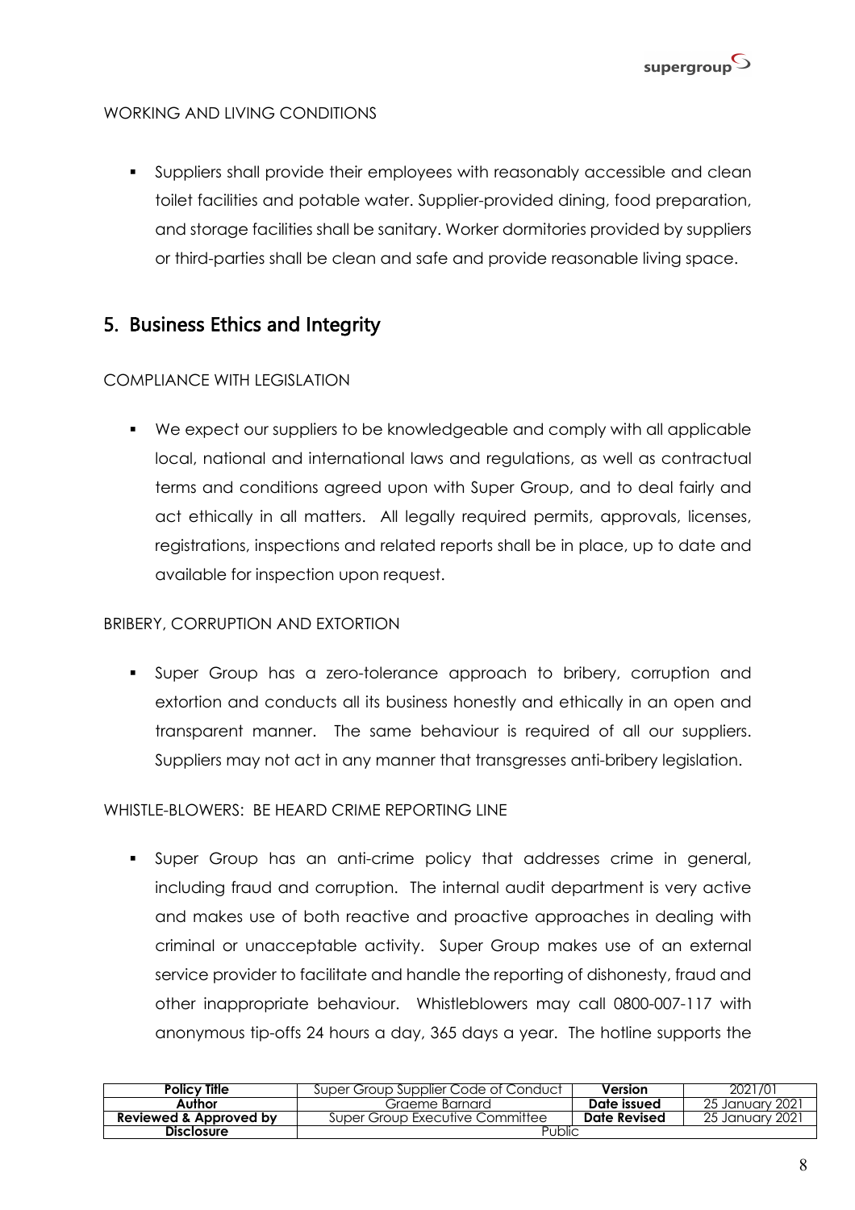WORKING AND LIVING CONDITIONS

- Suppliers shall provide their employees with reasonably accessible and clean toilet facilities and potable water. Supplier-provided dining, food preparation, and storage facilities shall be sanitary. Worker dormitories provided by suppliers or third-parties shall be clean and safe and provide reasonable living space.

## 5. Business Ethics and Integrity

COMPLIANCE WITH LEGISLATION

- We expect our suppliers to be knowledgeable and comply with all applicable local, national and international laws and regulations, as well as contractual terms and conditions agreed upon with Super Group, and to deal fairly and act ethically in all matters. All legally required permits, approvals, licenses, registrations, inspections and related reports shall be in place, up to date and available for inspection upon request.

BRIBERY, CORRUPTION AND EXTORTION

- Super Group has a zero-tolerance approach to bribery, corruption and extortion and conducts all its business honestly and ethically in an open and transparent manner. The same behaviour is required of all our suppliers. Suppliers may not act in any manner that transgresses anti-bribery legislation.

WHISTLE-BLOWERS: BE HEARD CRIME REPORTING LINE

- Super Group has an anti-crime policy that addresses crime in general, including fraud and corruption. The internal audit department is very active and makes use of both reactive and proactive approaches in dealing with criminal or unacceptable activity. Super Group makes use of an external service provider to facilitate and handle the reporting of dishonesty, fraud and other inappropriate behaviour. Whistleblowers may call 0800-007-117 with anonymous tip-offs 24 hours a day, 365 days a year. The hotline supports the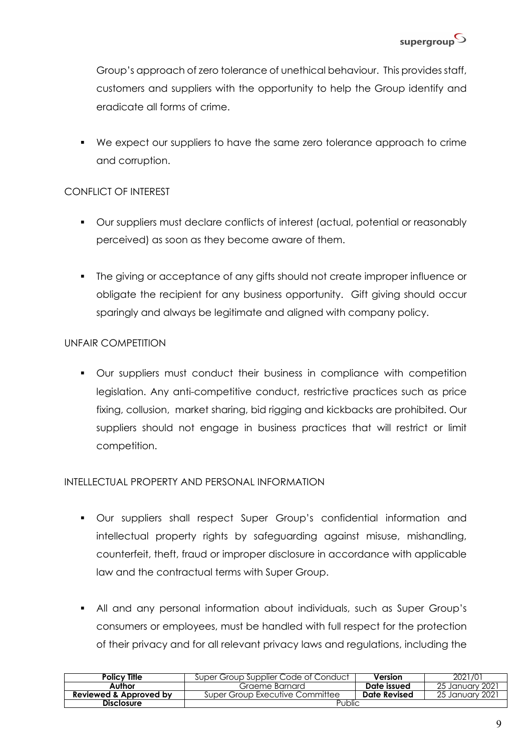Group's approach of zero tolerance of unethical behaviour. This provides staff, customers and suppliers with the opportunity to help the Group identify and eradicate all forms of crime.

- We expect our suppliers to have the same zero tolerance approach to crime and corruption.

CONFLICT OF INTEREST

- Our suppliers must declare conflicts of interest (actual, potential or reasonably perceived) as soon as they become aware of them.

- The giving or acceptance of any gifts should not create improper influence or obligate the recipient for any business opportunity. Gift giving should occur sparingly and always be legitimate and aligned with company policy.

UNFAIR COMPETITION

- Our suppliers must conduct their business in compliance with competition legislation. Any anti-competitive conduct, restrictive practices such as price fixing, collusion, market sharing, bid rigging and kickbacks are prohibited. Our suppliers should not engage in business practices that will restrict or limit competition.

INTELLECTUAL PROPERTY AND PERSONAL INFORMATION

- Our suppliers shall respect Super Group's confidential information and intellectual property rights by safeguarding against misuse, mishandling, counterfeit, theft, fraud or improper disclosure in accordance with applicable law and the contractual terms with Super Group.

- All and any personal information about individuals, such as Super Group's consumers or employees, must be handled with full respect for the protection of their privacy and for all relevant privacy laws and regulations, including the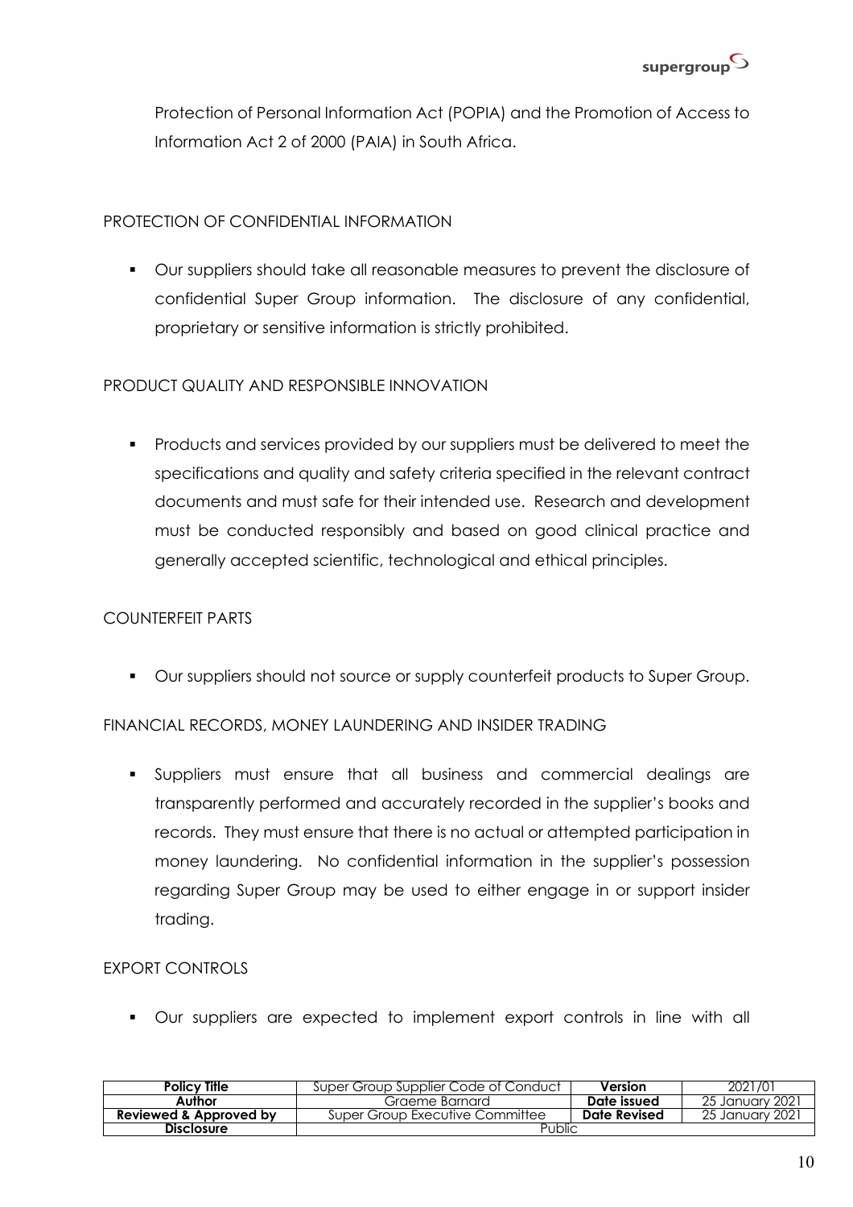Protection of Personal Information Act (POPIA) and the Promotion of Access to Information Act 2 of 2000 (PAIA) in South Africa.

PROTECTION OF CONFIDENTIAL INFORMATION

- Our suppliers should take all reasonable measures to prevent the disclosure of confidential Super Group information. The disclosure of any confidential, proprietary or sensitive information is strictly prohibited.

PRODUCT QUALITY AND RESPONSIBLE INNOVATION

- Products and services provided by our suppliers must be delivered to meet the specifications and quality and safety criteria specified in the relevant contract documents and must safe for their intended use. Research and development must be conducted responsibly and based on good clinical practice and generally accepted scientific, technological and ethical principles.

COUNTERFEIT PARTS

- Our suppliers should not source or supply counterfeit products to Super Group.

FINANCIAL RECORDS, MONEY LAUNDERING AND INSIDER TRADING

- Suppliers must ensure that all business and commercial dealings are transparently performed and accurately recorded in the supplier's books and records. They must ensure that there is no actual or attempted participation in money laundering. No confidential information in the supplier's possession regarding Super Group may be used to either engage in or support insider trading.

EXPORT CONTROLS

- Our suppliers are expected to implement export controls in line with all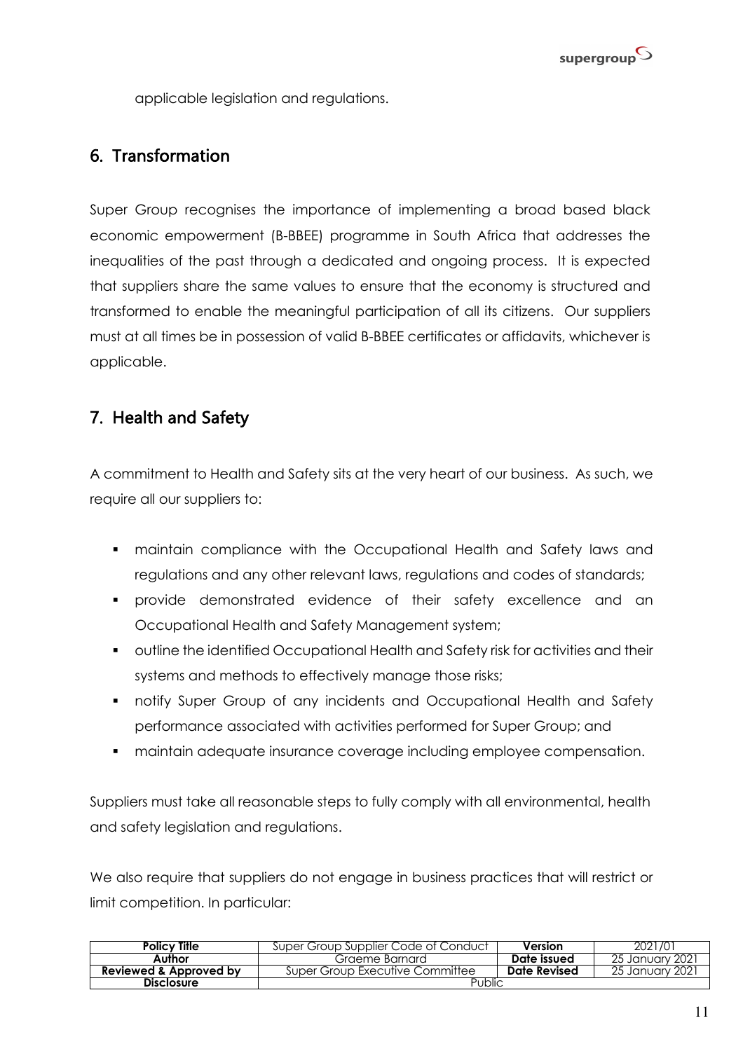applicable legislation and regulations.

## 6. Transformation

Super Group recognises the importance of implementing a broad based black economic empowerment (B-BBEE) programme in South Africa that addresses the inequalities of the past through a dedicated and ongoing process. It is expected that suppliers share the same values to ensure that the economy is structured and transformed to enable the meaningful participation of all its citizens. Our suppliers must at all times be in possession of valid B-BBEE certificates or affidavits, whichever is applicable.

## 7. Health and Safety

A commitment to Health and Safety sits at the very heart of our business. As such, we require all our suppliers to:

- maintain compliance with the Occupational Health and Safety laws and regulations and any other relevant laws, regulations and codes of standards;
- provide demonstrated evidence of their safety excellence and an Occupational Health and Safety Management system;
- outline the identified Occupational Health and Safety risk for activities and their systems and methods to effectively manage those risks;
- notify Super Group of any incidents and Occupational Health and Safety performance associated with activities performed for Super Group; and
- maintain adequate insurance coverage including employee compensation.

Suppliers must take all reasonable steps to fully comply with all environmental, health and safety legislation and regulations.

We also require that suppliers do not engage in business practices that will restrict or limit competition. In particular:

| Policy Title | Super Group Supplier Code of Conduct | Version | 2021/01 |
|---|---|---|---|
| Author | Graeme Barnard | Date issued | 25 January 2021 |
| Reviewed & Approved by | Super Group Executive Committee | Date Revised | 25 January 2021 |
| Disclosure | Public | | |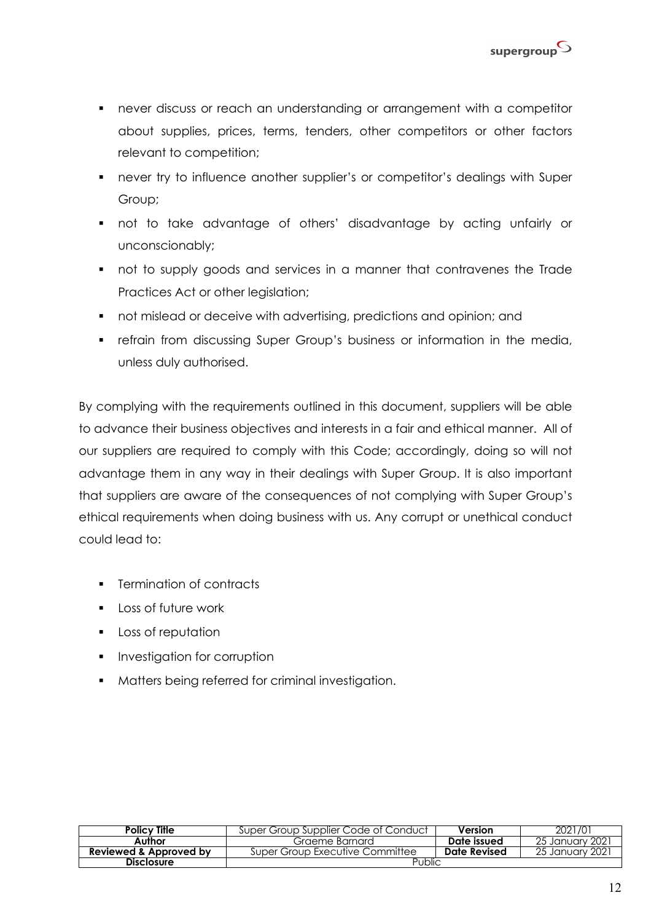- never discuss or reach an understanding or arrangement with a competitor about supplies, prices, terms, tenders, other competitors or other factors relevant to competition;
- never try to influence another supplier's or competitor's dealings with Super Group;
- not to take advantage of others' disadvantage by acting unfairly or unconscionably;
- not to supply goods and services in a manner that contravenes the Trade Practices Act or other legislation;
- not mislead or deceive with advertising, predictions and opinion; and
- refrain from discussing Super Group's business or information in the media, unless duly authorised.

By complying with the requirements outlined in this document, suppliers will be able to advance their business objectives and interests in a fair and ethical manner. All of our suppliers are required to comply with this Code; accordingly, doing so will not advantage them in any way in their dealings with Super Group. It is also important that suppliers are aware of the consequences of not complying with Super Group's ethical requirements when doing business with us. Any corrupt or unethical conduct could lead to:

- Termination of contracts
- Loss of future work
- Loss of reputation
- Investigation for corruption
- Matters being referred for criminal investigation.

| **Policy Title** | Super Group Supplier Code of Conduct | **Version** | 2021/01 |
|---|---|---|---|
| **Author** | Graeme Barnard | **Date issued** | 25 January 2021 |
| **Reviewed & Approved by** | Super Group Executive Committee | **Date Revised** | 25 January 2021 |
| **Disclosure** | Public | | |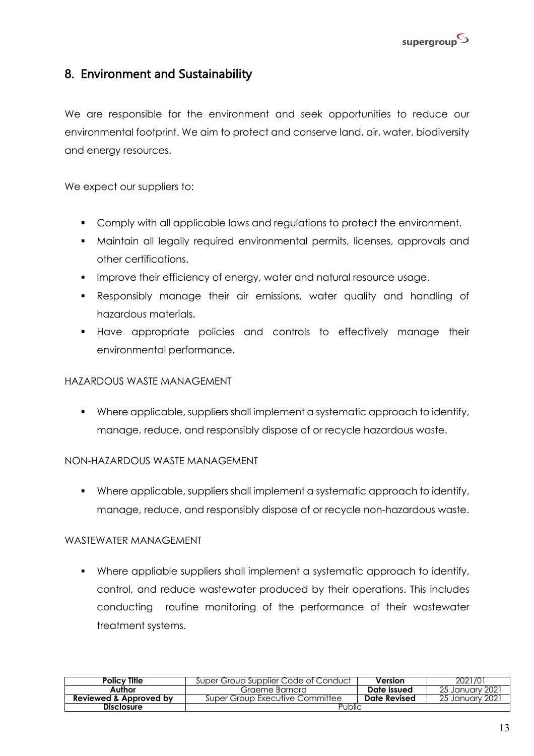## 8. Environment and Sustainability

We are responsible for the environment and seek opportunities to reduce our environmental footprint. We aim to protect and conserve land, air, water, biodiversity and energy resources.

We expect our suppliers to:

- Comply with all applicable laws and regulations to protect the environment.
- Maintain all legally required environmental permits, licenses, approvals and other certifications.
- Improve their efficiency of energy, water and natural resource usage.
- Responsibly manage their air emissions, water quality and handling of hazardous materials.
- Have appropriate policies and controls to effectively manage their environmental performance.

HAZARDOUS WASTE MANAGEMENT

- Where applicable, suppliers shall implement a systematic approach to identify, manage, reduce, and responsibly dispose of or recycle hazardous waste.

NON-HAZARDOUS WASTE MANAGEMENT

- Where applicable, suppliers shall implement a systematic approach to identify, manage, reduce, and responsibly dispose of or recycle non-hazardous waste.

WASTEWATER MANAGEMENT

- Where appliable suppliers shall implement a systematic approach to identify, control, and reduce wastewater produced by their operations. This includes conducting routine monitoring of the performance of their wastewater treatment systems.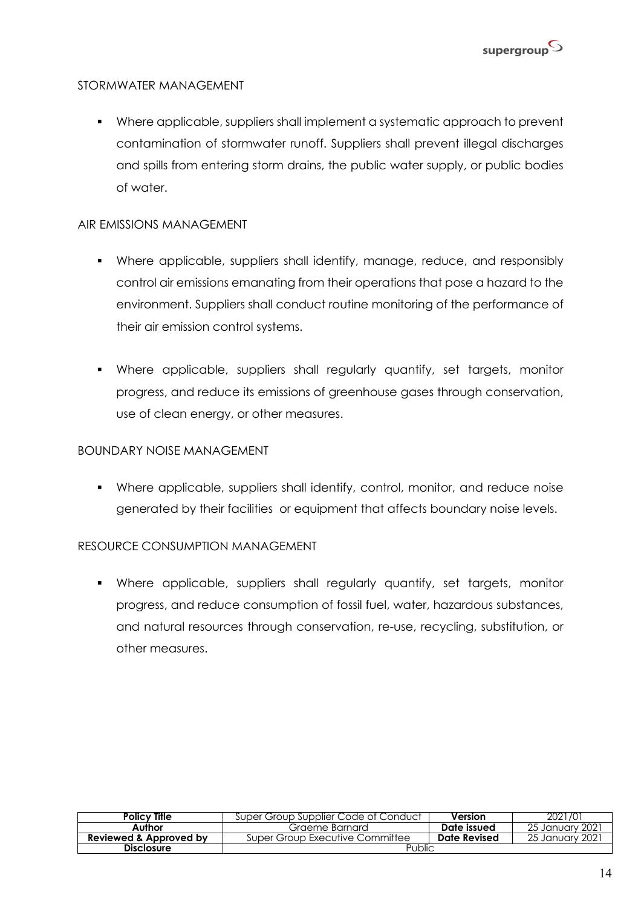STORMWATER MANAGEMENT

- Where applicable, suppliers shall implement a systematic approach to prevent contamination of stormwater runoff. Suppliers shall prevent illegal discharges and spills from entering storm drains, the public water supply, or public bodies of water.

AIR EMISSIONS MANAGEMENT

- Where applicable, suppliers shall identify, manage, reduce, and responsibly control air emissions emanating from their operations that pose a hazard to the environment. Suppliers shall conduct routine monitoring of the performance of their air emission control systems.

- Where applicable, suppliers shall regularly quantify, set targets, monitor progress, and reduce its emissions of greenhouse gases through conservation, use of clean energy, or other measures.

BOUNDARY NOISE MANAGEMENT

- Where applicable, suppliers shall identify, control, monitor, and reduce noise generated by their facilities or equipment that affects boundary noise levels.

RESOURCE CONSUMPTION MANAGEMENT

- Where applicable, suppliers shall regularly quantify, set targets, monitor progress, and reduce consumption of fossil fuel, water, hazardous substances, and natural resources through conservation, re-use, recycling, substitution, or other measures.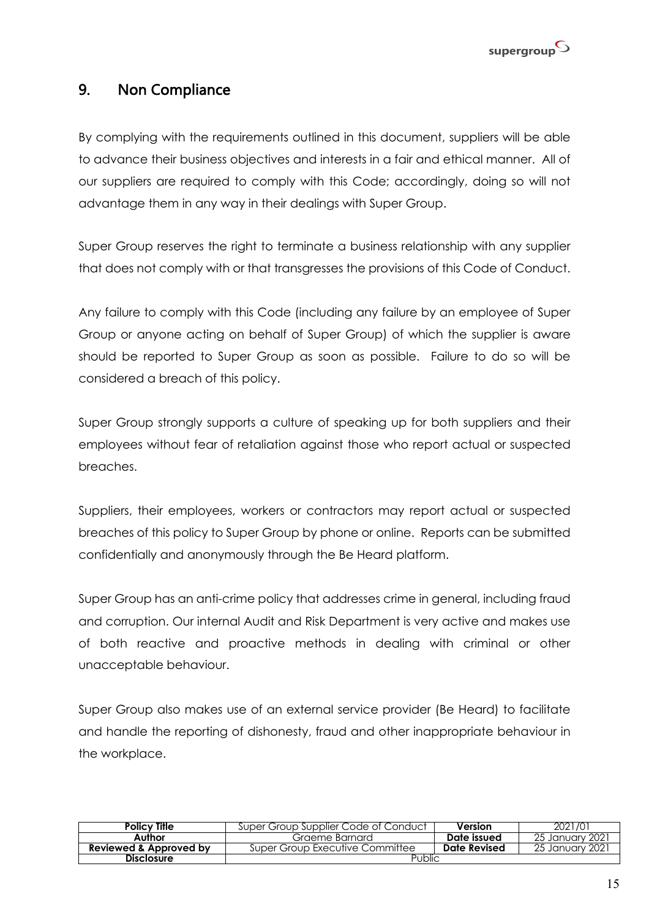## 9. Non Compliance

By complying with the requirements outlined in this document, suppliers will be able to advance their business objectives and interests in a fair and ethical manner. All of our suppliers are required to comply with this Code; accordingly, doing so will not advantage them in any way in their dealings with Super Group.

Super Group reserves the right to terminate a business relationship with any supplier that does not comply with or that transgresses the provisions of this Code of Conduct.

Any failure to comply with this Code (including any failure by an employee of Super Group or anyone acting on behalf of Super Group) of which the supplier is aware should be reported to Super Group as soon as possible. Failure to do so will be considered a breach of this policy.

Super Group strongly supports a culture of speaking up for both suppliers and their employees without fear of retaliation against those who report actual or suspected breaches.

Suppliers, their employees, workers or contractors may report actual or suspected breaches of this policy to Super Group by phone or online. Reports can be submitted confidentially and anonymously through the Be Heard platform.

Super Group has an anti-crime policy that addresses crime in general, including fraud and corruption. Our internal Audit and Risk Department is very active and makes use of both reactive and proactive methods in dealing with criminal or other unacceptable behaviour.

Super Group also makes use of an external service provider (Be Heard) to facilitate and handle the reporting of dishonesty, fraud and other inappropriate behaviour in the workplace.

| **Policy Title** | Super Group Supplier Code of Conduct | **Version** | 2021/01 |
|---|---|---|---|
| **Author** | Graeme Barnard | **Date issued** | 25 January 2021 |
| **Reviewed & Approved by** | Super Group Executive Committee | **Date Revised** | 25 January 2021 |
| **Disclosure** | Public | | |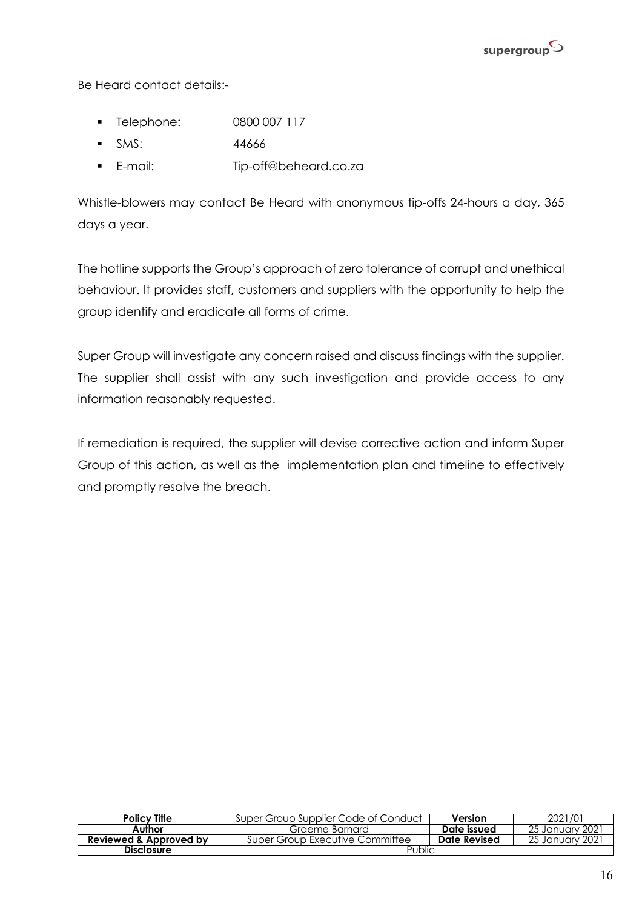Be Heard contact details:-

- Telephone: 0800 007 117
- SMS: 44666
- E-mail: Tip-off@beheard.co.za

Whistle-blowers may contact Be Heard with anonymous tip-offs 24-hours a day, 365 days a year.

The hotline supports the Group's approach of zero tolerance of corrupt and unethical behaviour. It provides staff, customers and suppliers with the opportunity to help the group identify and eradicate all forms of crime.

Super Group will investigate any concern raised and discuss findings with the supplier. The supplier shall assist with any such investigation and provide access to any information reasonably requested.

If remediation is required, the supplier will devise corrective action and inform Super Group of this action, as well as the implementation plan and timeline to effectively and promptly resolve the breach.